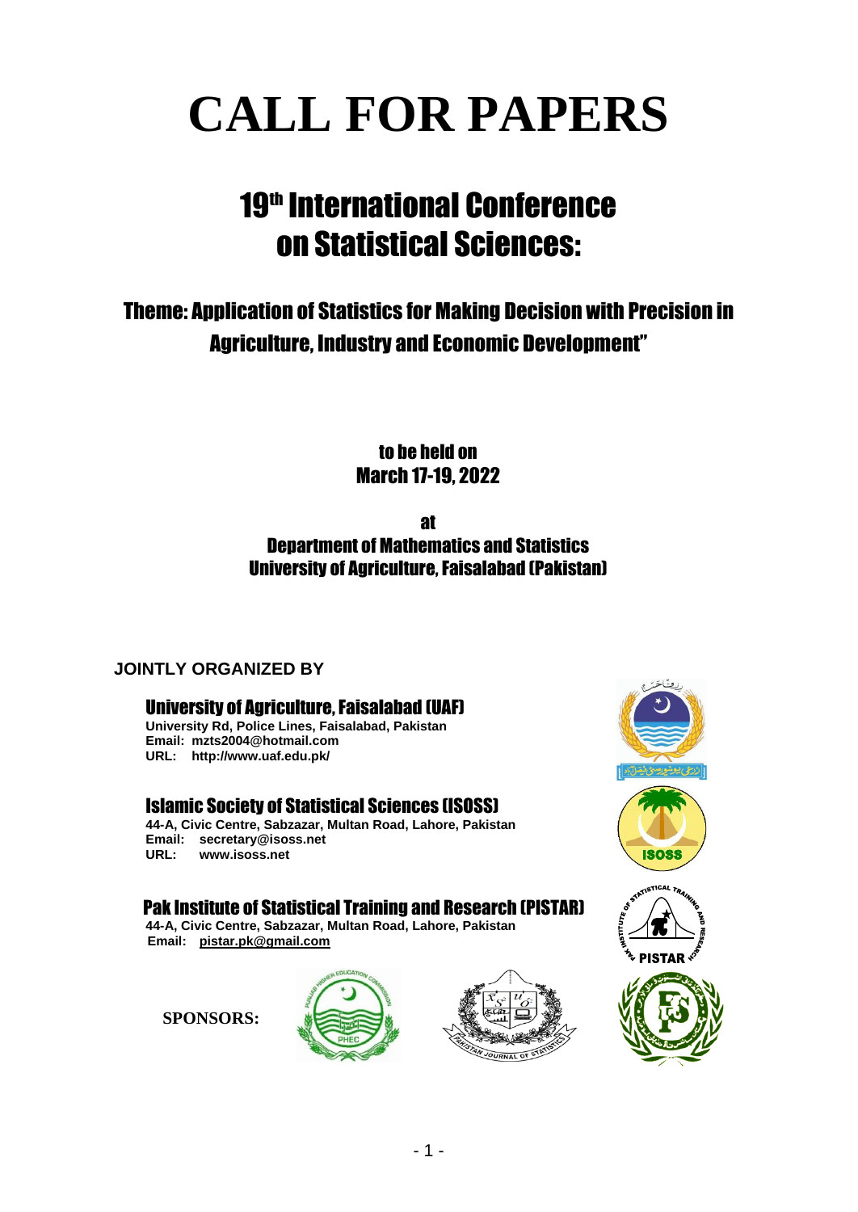# CALL FOR PAPERS

## 19th International Conference on Statistical Sciences:

### Theme: Application of Statistics for Making Decision with Precision in Agriculture, Industry and Economic Development"

**to be held on**
**March 17-19, 2022**

**at**
**Department of Mathematics and Statistics**
**University of Agriculture, Faisalabad (Pakistan)**

**JOINTLY ORGANIZED BY**

**University of Agriculture, Faisalabad (UAF)**
University Rd, Police Lines, Faisalabad, Pakistan
Email: mzts2004@hotmail.com
URL: http://www.uaf.edu.pk/

**Islamic Society of Statistical Sciences (ISOSS)**
44-A, Civic Centre, Sabzazar, Multan Road, Lahore, Pakistan
Email: secretary@isoss.net
URL: www.isoss.net

**Pak Institute of Statistical Training and Research (PISTAR)**
44-A, Civic Centre, Sabzazar, Multan Road, Lahore, Pakistan
Email: pistar.pk@gmail.com

**SPONSORS:**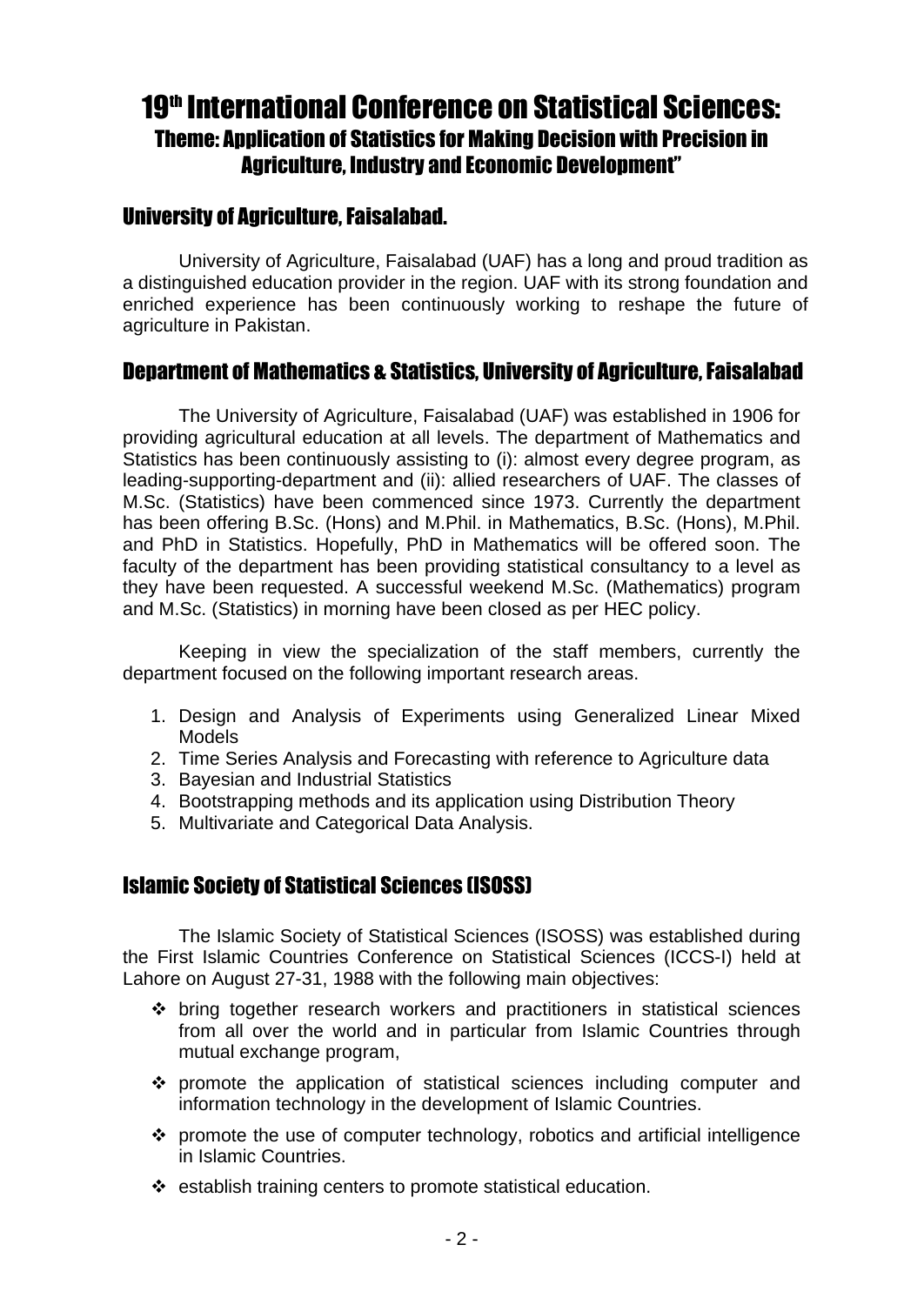# 19th International Conference on Statistical Sciences:

## Theme: Application of Statistics for Making Decision with Precision in Agriculture, Industry and Economic Development"

### University of Agriculture, Faisalabad.

University of Agriculture, Faisalabad (UAF) has a long and proud tradition as a distinguished education provider in the region. UAF with its strong foundation and enriched experience has been continuously working to reshape the future of agriculture in Pakistan.

### Department of Mathematics & Statistics, University of Agriculture, Faisalabad

The University of Agriculture, Faisalabad (UAF) was established in 1906 for providing agricultural education at all levels. The department of Mathematics and Statistics has been continuously assisting to (i): almost every degree program, as leading-supporting-department and (ii): allied researchers of UAF. The classes of M.Sc. (Statistics) have been commenced since 1973. Currently the department has been offering B.Sc. (Hons) and M.Phil. in Mathematics, B.Sc. (Hons), M.Phil. and PhD in Statistics. Hopefully, PhD in Mathematics will be offered soon. The faculty of the department has been providing statistical consultancy to a level as they have been requested. A successful weekend M.Sc. (Mathematics) program and M.Sc. (Statistics) in morning have been closed as per HEC policy.

Keeping in view the specialization of the staff members, currently the department focused on the following important research areas.

1. Design and Analysis of Experiments using Generalized Linear Mixed Models
2. Time Series Analysis and Forecasting with reference to Agriculture data
3. Bayesian and Industrial Statistics
4. Bootstrapping methods and its application using Distribution Theory
5. Multivariate and Categorical Data Analysis.

### Islamic Society of Statistical Sciences (ISOSS)

The Islamic Society of Statistical Sciences (ISOSS) was established during the First Islamic Countries Conference on Statistical Sciences (ICCS-I) held at Lahore on August 27-31, 1988 with the following main objectives:

- bring together research workers and practitioners in statistical sciences from all over the world and in particular from Islamic Countries through mutual exchange program,
- promote the application of statistical sciences including computer and information technology in the development of Islamic Countries.
- promote the use of computer technology, robotics and artificial intelligence in Islamic Countries.
- establish training centers to promote statistical education.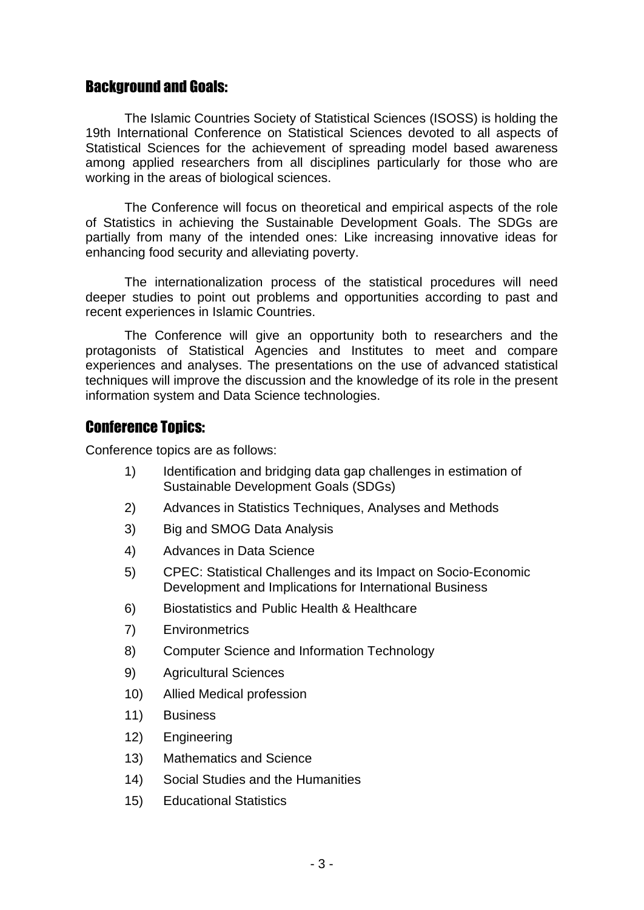## Background and Goals:

The Islamic Countries Society of Statistical Sciences (ISOSS) is holding the 19th International Conference on Statistical Sciences devoted to all aspects of Statistical Sciences for the achievement of spreading model based awareness among applied researchers from all disciplines particularly for those who are working in the areas of biological sciences.

The Conference will focus on theoretical and empirical aspects of the role of Statistics in achieving the Sustainable Development Goals. The SDGs are partially from many of the intended ones: Like increasing innovative ideas for enhancing food security and alleviating poverty.

The internationalization process of the statistical procedures will need deeper studies to point out problems and opportunities according to past and recent experiences in Islamic Countries.

The Conference will give an opportunity both to researchers and the protagonists of Statistical Agencies and Institutes to meet and compare experiences and analyses. The presentations on the use of advanced statistical techniques will improve the discussion and the knowledge of its role in the present information system and Data Science technologies.

## Conference Topics:

Conference topics are as follows:

1) Identification and bridging data gap challenges in estimation of Sustainable Development Goals (SDGs)
2) Advances in Statistics Techniques, Analyses and Methods
3) Big and SMOG Data Analysis
4) Advances in Data Science
5) CPEC: Statistical Challenges and its Impact on Socio-Economic Development and Implications for International Business
6) Biostatistics and Public Health & Healthcare
7) Environmetrics
8) Computer Science and Information Technology
9) Agricultural Sciences
10) Allied Medical profession
11) Business
12) Engineering
13) Mathematics and Science
14) Social Studies and the Humanities
15) Educational Statistics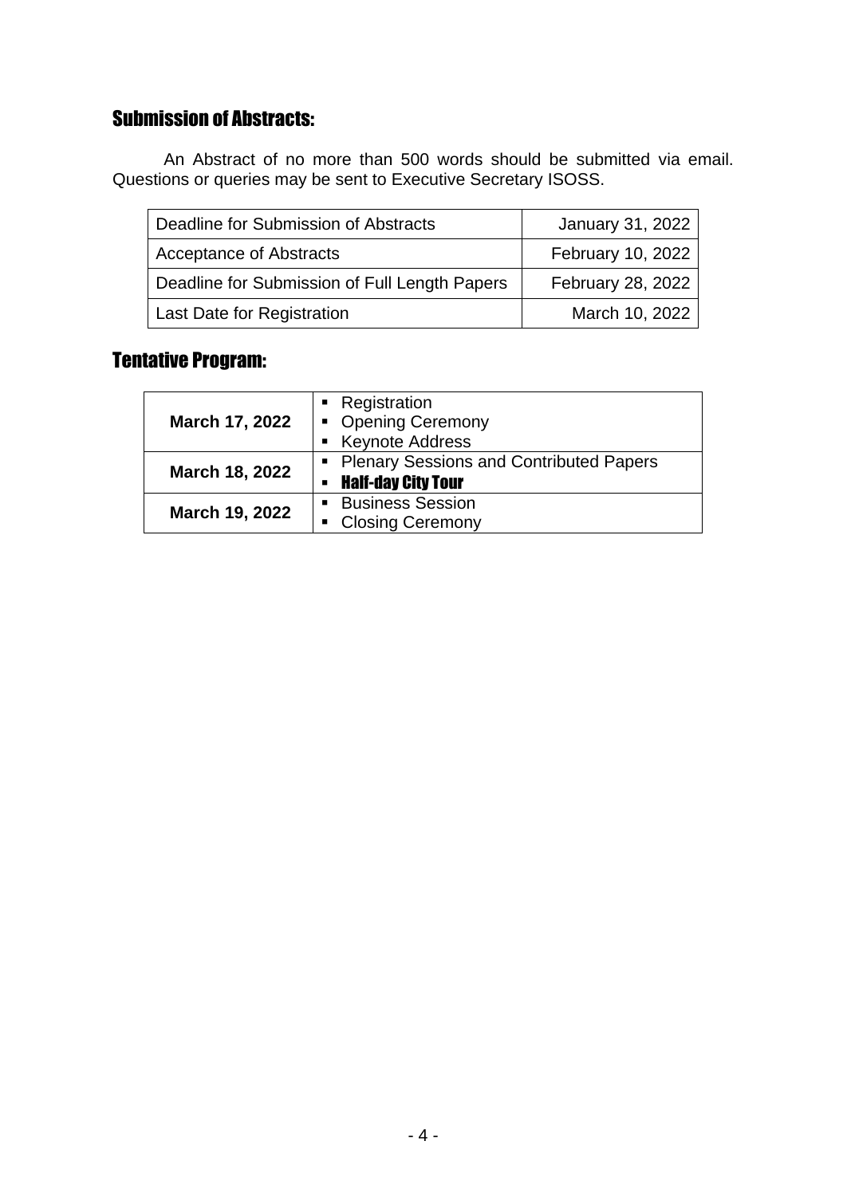## Submission of Abstracts:

An Abstract of no more than 500 words should be submitted via email. Questions or queries may be sent to Executive Secretary ISOSS.

| | |
|---|---|
| Deadline for Submission of Abstracts | January 31, 2022 |
| Acceptance of Abstracts | February 10, 2022 |
| Deadline for Submission of Full Length Papers | February 28, 2022 |
| Last Date for Registration | March 10, 2022 |

## Tentative Program:

| | |
|---|---|
| **March 17, 2022** | ▪ Registration<br>▪ Opening Ceremony<br>▪ Keynote Address |
| **March 18, 2022** | ▪ Plenary Sessions and Contributed Papers<br>▪ **Half-day City Tour** |
| **March 19, 2022** | ▪ Business Session<br>▪ Closing Ceremony |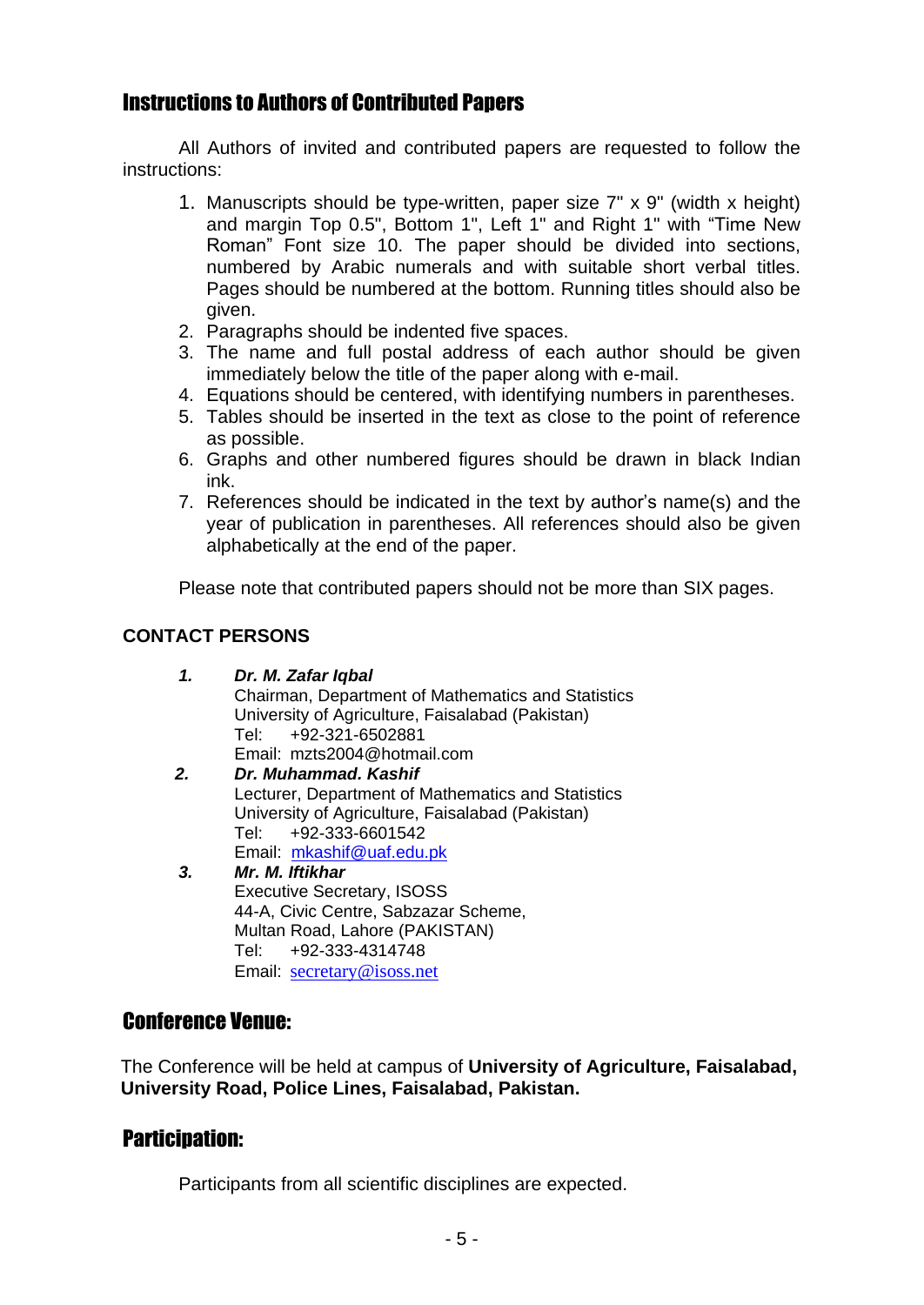## Instructions to Authors of Contributed Papers

All Authors of invited and contributed papers are requested to follow the instructions:

1. Manuscripts should be type-written, paper size 7" x 9" (width x height) and margin Top 0.5", Bottom 1", Left 1" and Right 1" with "Time New Roman" Font size 10. The paper should be divided into sections, numbered by Arabic numerals and with suitable short verbal titles. Pages should be numbered at the bottom. Running titles should also be given.
2. Paragraphs should be indented five spaces.
3. The name and full postal address of each author should be given immediately below the title of the paper along with e-mail.
4. Equations should be centered, with identifying numbers in parentheses.
5. Tables should be inserted in the text as close to the point of reference as possible.
6. Graphs and other numbered figures should be drawn in black Indian ink.
7. References should be indicated in the text by author's name(s) and the year of publication in parentheses. All references should also be given alphabetically at the end of the paper.

Please note that contributed papers should not be more than SIX pages.

**CONTACT PERSONS**

1. ***Dr. M. Zafar Iqbal***
   Chairman, Department of Mathematics and Statistics
   University of Agriculture, Faisalabad (Pakistan)
   Tel: +92-321-6502881
   Email: mzts2004@hotmail.com
2. ***Dr. Muhammad. Kashif***
   Lecturer, Department of Mathematics and Statistics
   University of Agriculture, Faisalabad (Pakistan)
   Tel: +92-333-6601542
   Email: mkashif@uaf.edu.pk
3. ***Mr. M. Iftikhar***
   Executive Secretary, ISOSS
   44-A, Civic Centre, Sabzazar Scheme,
   Multan Road, Lahore (PAKISTAN)
   Tel: +92-333-4314748
   Email: secretary@isoss.net

## Conference Venue:

The Conference will be held at campus of **University of Agriculture, Faisalabad, University Road, Police Lines, Faisalabad, Pakistan.**

## Participation:

Participants from all scientific disciplines are expected.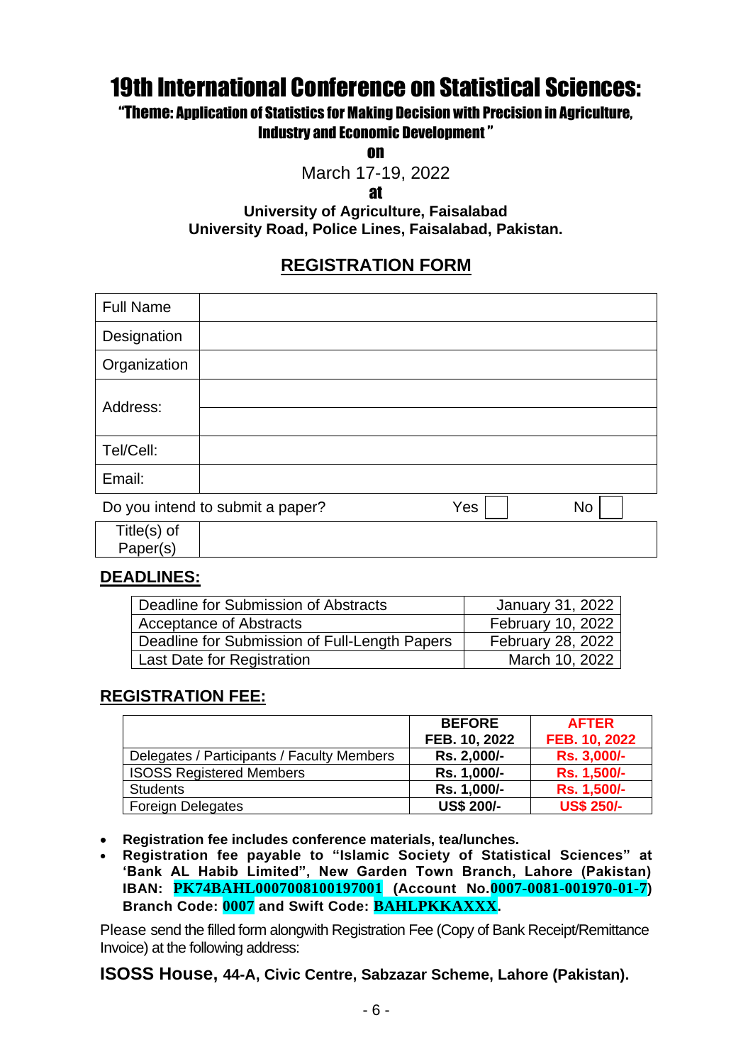# 19th International Conference on Statistical Sciences:

**"Theme: Application of Statistics for Making Decision with Precision in Agriculture, Industry and Economic Development"**

**on**

March 17-19, 2022

**at**

**University of Agriculture, Faisalabad**
**University Road, Police Lines, Faisalabad, Pakistan.**

## REGISTRATION FORM

| | |
|---|---|
| Full Name | |
| Designation | |
| Organization | |
| Address: | |
| | |
| Tel/Cell: | |
| Email: | |

Do you intend to submit a paper? Yes ☐ No ☐

| | |
|---|---|
| Title(s) of Paper(s) | |

## DEADLINES:

| | |
|---|---|
| Deadline for Submission of Abstracts | January 31, 2022 |
| Acceptance of Abstracts | February 10, 2022 |
| Deadline for Submission of Full-Length Papers | February 28, 2022 |
| Last Date for Registration | March 10, 2022 |

## REGISTRATION FEE:

| | BEFORE FEB. 10, 2022 | AFTER FEB. 10, 2022 |
|---|---|---|
| Delegates / Participants / Faculty Members | Rs. 2,000/- | Rs. 3,000/- |
| ISOSS Registered Members | Rs. 1,000/- | Rs. 1,500/- |
| Students | Rs. 1,000/- | Rs. 1,500/- |
| Foreign Delegates | US$ 200/- | US$ 250/- |

- **Registration fee includes conference materials, tea/lunches.**
- **Registration fee payable to "Islamic Society of Statistical Sciences" at 'Bank AL Habib Limited", New Garden Town Branch, Lahore (Pakistan) IBAN: PK74BAHL0007008100197001 (Account No.0007-0081-001970-01-7) Branch Code: 0007 and Swift Code: BAHLPKKAXXX.**

Please send the filled form alongwith Registration Fee (Copy of Bank Receipt/Remittance Invoice) at the following address:

**ISOSS House, 44-A, Civic Centre, Sabzazar Scheme, Lahore (Pakistan).**